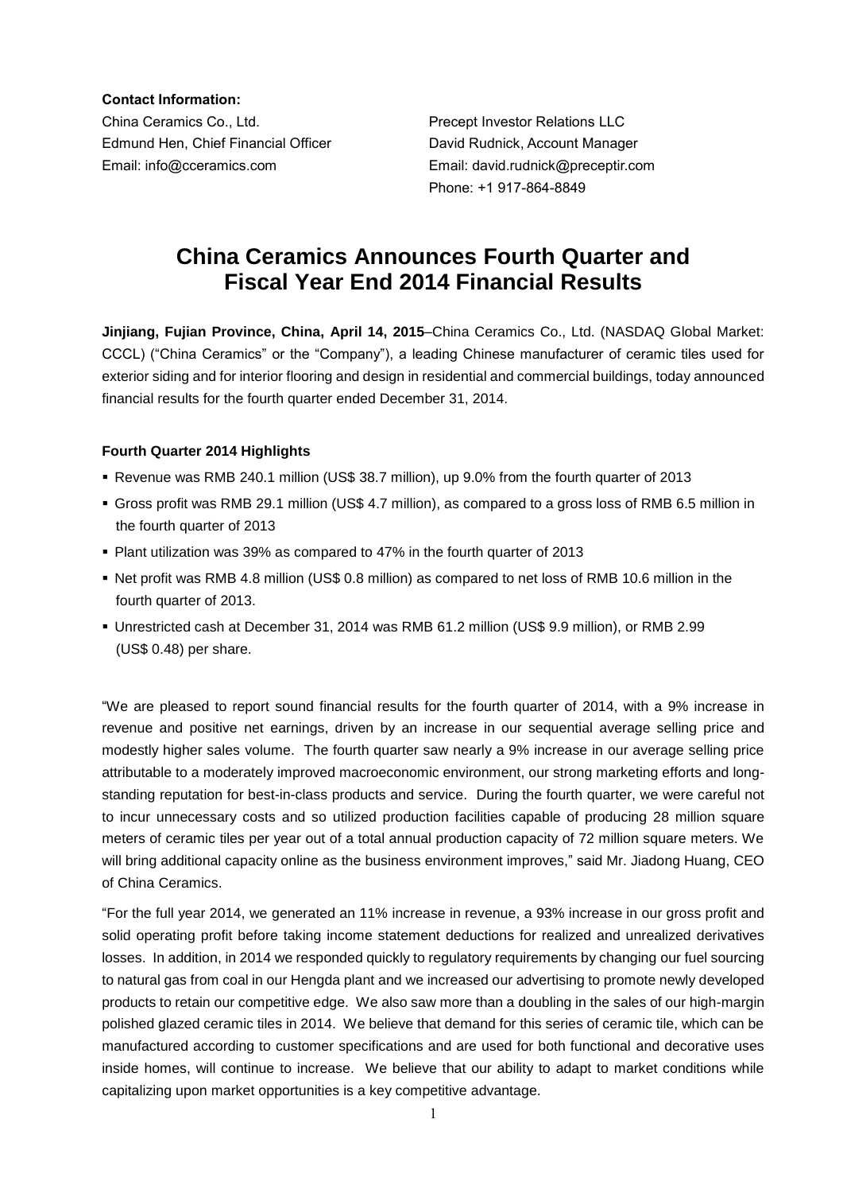**Contact Information:**

China Ceramics Co., Ltd.
Edmund Hen, Chief Financial Officer
Email: info@cceramics.com

Precept Investor Relations LLC
David Rudnick, Account Manager
Email: david.rudnick@preceptir.com
Phone: +1 917-864-8849

# China Ceramics Announces Fourth Quarter and Fiscal Year End 2014 Financial Results

**Jinjiang, Fujian Province, China, April 14, 2015**–China Ceramics Co., Ltd. (NASDAQ Global Market: CCCL) ("China Ceramics" or the "Company"), a leading Chinese manufacturer of ceramic tiles used for exterior siding and for interior flooring and design in residential and commercial buildings, today announced financial results for the fourth quarter ended December 31, 2014.

**Fourth Quarter 2014 Highlights**

- Revenue was RMB 240.1 million (US$ 38.7 million), up 9.0% from the fourth quarter of 2013
- Gross profit was RMB 29.1 million (US$ 4.7 million), as compared to a gross loss of RMB 6.5 million in the fourth quarter of 2013
- Plant utilization was 39% as compared to 47% in the fourth quarter of 2013
- Net profit was RMB 4.8 million (US$ 0.8 million) as compared to net loss of RMB 10.6 million in the fourth quarter of 2013.
- Unrestricted cash at December 31, 2014 was RMB 61.2 million (US$ 9.9 million), or RMB 2.99 (US$ 0.48) per share.

"We are pleased to report sound financial results for the fourth quarter of 2014, with a 9% increase in revenue and positive net earnings, driven by an increase in our sequential average selling price and modestly higher sales volume. The fourth quarter saw nearly a 9% increase in our average selling price attributable to a moderately improved macroeconomic environment, our strong marketing efforts and long-standing reputation for best-in-class products and service. During the fourth quarter, we were careful not to incur unnecessary costs and so utilized production facilities capable of producing 28 million square meters of ceramic tiles per year out of a total annual production capacity of 72 million square meters. We will bring additional capacity online as the business environment improves," said Mr. Jiadong Huang, CEO of China Ceramics.

"For the full year 2014, we generated an 11% increase in revenue, a 93% increase in our gross profit and solid operating profit before taking income statement deductions for realized and unrealized derivatives losses. In addition, in 2014 we responded quickly to regulatory requirements by changing our fuel sourcing to natural gas from coal in our Hengda plant and we increased our advertising to promote newly developed products to retain our competitive edge. We also saw more than a doubling in the sales of our high-margin polished glazed ceramic tiles in 2014. We believe that demand for this series of ceramic tile, which can be manufactured according to customer specifications and are used for both functional and decorative uses inside homes, will continue to increase. We believe that our ability to adapt to market conditions while capitalizing upon market opportunities is a key competitive advantage.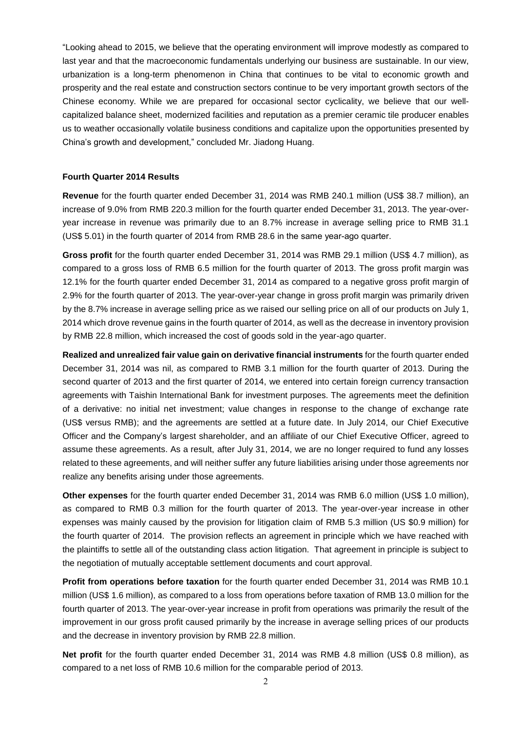"Looking ahead to 2015, we believe that the operating environment will improve modestly as compared to last year and that the macroeconomic fundamentals underlying our business are sustainable. In our view, urbanization is a long-term phenomenon in China that continues to be vital to economic growth and prosperity and the real estate and construction sectors continue to be very important growth sectors of the Chinese economy. While we are prepared for occasional sector cyclicality, we believe that our well-capitalized balance sheet, modernized facilities and reputation as a premier ceramic tile producer enables us to weather occasionally volatile business conditions and capitalize upon the opportunities presented by China's growth and development," concluded Mr. Jiadong Huang.

**Fourth Quarter 2014 Results**

**Revenue** for the fourth quarter ended December 31, 2014 was RMB 240.1 million (US$ 38.7 million), an increase of 9.0% from RMB 220.3 million for the fourth quarter ended December 31, 2013. The year-over-year increase in revenue was primarily due to an 8.7% increase in average selling price to RMB 31.1 (US$ 5.01) in the fourth quarter of 2014 from RMB 28.6 in the same year-ago quarter.

**Gross profit** for the fourth quarter ended December 31, 2014 was RMB 29.1 million (US$ 4.7 million), as compared to a gross loss of RMB 6.5 million for the fourth quarter of 2013. The gross profit margin was 12.1% for the fourth quarter ended December 31, 2014 as compared to a negative gross profit margin of 2.9% for the fourth quarter of 2013. The year-over-year change in gross profit margin was primarily driven by the 8.7% increase in average selling price as we raised our selling price on all of our products on July 1, 2014 which drove revenue gains in the fourth quarter of 2014, as well as the decrease in inventory provision by RMB 22.8 million, which increased the cost of goods sold in the year-ago quarter.

**Realized and unrealized fair value gain on derivative financial instruments** for the fourth quarter ended December 31, 2014 was nil, as compared to RMB 3.1 million for the fourth quarter of 2013. During the second quarter of 2013 and the first quarter of 2014, we entered into certain foreign currency transaction agreements with Taishin International Bank for investment purposes. The agreements meet the definition of a derivative: no initial net investment; value changes in response to the change of exchange rate (US$ versus RMB); and the agreements are settled at a future date. In July 2014, our Chief Executive Officer and the Company's largest shareholder, and an affiliate of our Chief Executive Officer, agreed to assume these agreements. As a result, after July 31, 2014, we are no longer required to fund any losses related to these agreements, and will neither suffer any future liabilities arising under those agreements nor realize any benefits arising under those agreements.

**Other expenses** for the fourth quarter ended December 31, 2014 was RMB 6.0 million (US$ 1.0 million), as compared to RMB 0.3 million for the fourth quarter of 2013. The year-over-year increase in other expenses was mainly caused by the provision for litigation claim of RMB 5.3 million (US $0.9 million) for the fourth quarter of 2014. The provision reflects an agreement in principle which we have reached with the plaintiffs to settle all of the outstanding class action litigation. That agreement in principle is subject to the negotiation of mutually acceptable settlement documents and court approval.

**Profit from operations before taxation** for the fourth quarter ended December 31, 2014 was RMB 10.1 million (US$ 1.6 million), as compared to a loss from operations before taxation of RMB 13.0 million for the fourth quarter of 2013. The year-over-year increase in profit from operations was primarily the result of the improvement in our gross profit caused primarily by the increase in average selling prices of our products and the decrease in inventory provision by RMB 22.8 million.

**Net profit** for the fourth quarter ended December 31, 2014 was RMB 4.8 million (US$ 0.8 million), as compared to a net loss of RMB 10.6 million for the comparable period of 2013.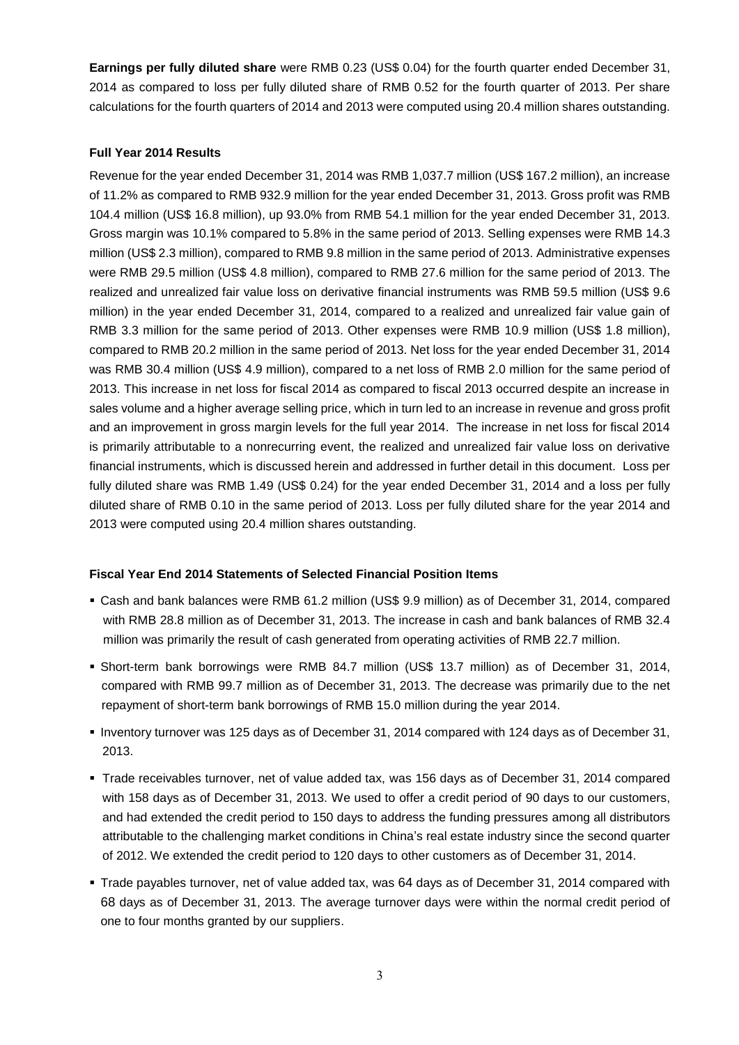**Earnings per fully diluted share** were RMB 0.23 (US$ 0.04) for the fourth quarter ended December 31, 2014 as compared to loss per fully diluted share of RMB 0.52 for the fourth quarter of 2013. Per share calculations for the fourth quarters of 2014 and 2013 were computed using 20.4 million shares outstanding.

**Full Year 2014 Results**

Revenue for the year ended December 31, 2014 was RMB 1,037.7 million (US$ 167.2 million), an increase of 11.2% as compared to RMB 932.9 million for the year ended December 31, 2013. Gross profit was RMB 104.4 million (US$ 16.8 million), up 93.0% from RMB 54.1 million for the year ended December 31, 2013. Gross margin was 10.1% compared to 5.8% in the same period of 2013. Selling expenses were RMB 14.3 million (US$ 2.3 million), compared to RMB 9.8 million in the same period of 2013. Administrative expenses were RMB 29.5 million (US$ 4.8 million), compared to RMB 27.6 million for the same period of 2013. The realized and unrealized fair value loss on derivative financial instruments was RMB 59.5 million (US$ 9.6 million) in the year ended December 31, 2014, compared to a realized and unrealized fair value gain of RMB 3.3 million for the same period of 2013. Other expenses were RMB 10.9 million (US$ 1.8 million), compared to RMB 20.2 million in the same period of 2013. Net loss for the year ended December 31, 2014 was RMB 30.4 million (US$ 4.9 million), compared to a net loss of RMB 2.0 million for the same period of 2013. This increase in net loss for fiscal 2014 as compared to fiscal 2013 occurred despite an increase in sales volume and a higher average selling price, which in turn led to an increase in revenue and gross profit and an improvement in gross margin levels for the full year 2014. The increase in net loss for fiscal 2014 is primarily attributable to a nonrecurring event, the realized and unrealized fair value loss on derivative financial instruments, which is discussed herein and addressed in further detail in this document. Loss per fully diluted share was RMB 1.49 (US$ 0.24) for the year ended December 31, 2014 and a loss per fully diluted share of RMB 0.10 in the same period of 2013. Loss per fully diluted share for the year 2014 and 2013 were computed using 20.4 million shares outstanding.

**Fiscal Year End 2014 Statements of Selected Financial Position Items**

- Cash and bank balances were RMB 61.2 million (US$ 9.9 million) as of December 31, 2014, compared with RMB 28.8 million as of December 31, 2013. The increase in cash and bank balances of RMB 32.4 million was primarily the result of cash generated from operating activities of RMB 22.7 million.
- Short-term bank borrowings were RMB 84.7 million (US$ 13.7 million) as of December 31, 2014, compared with RMB 99.7 million as of December 31, 2013. The decrease was primarily due to the net repayment of short-term bank borrowings of RMB 15.0 million during the year 2014.
- Inventory turnover was 125 days as of December 31, 2014 compared with 124 days as of December 31, 2013.
- Trade receivables turnover, net of value added tax, was 156 days as of December 31, 2014 compared with 158 days as of December 31, 2013. We used to offer a credit period of 90 days to our customers, and had extended the credit period to 150 days to address the funding pressures among all distributors attributable to the challenging market conditions in China's real estate industry since the second quarter of 2012. We extended the credit period to 120 days to other customers as of December 31, 2014.
- Trade payables turnover, net of value added tax, was 64 days as of December 31, 2014 compared with 68 days as of December 31, 2013. The average turnover days were within the normal credit period of one to four months granted by our suppliers.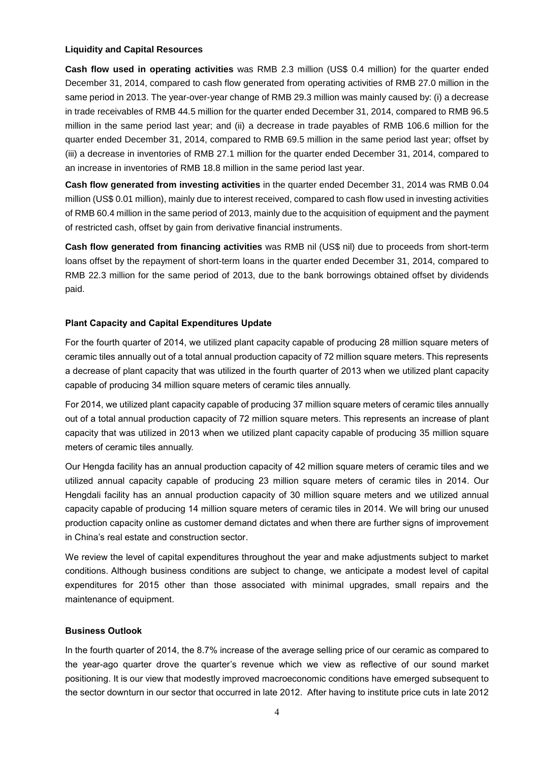**Liquidity and Capital Resources**

**Cash flow used in operating activities** was RMB 2.3 million (US$ 0.4 million) for the quarter ended December 31, 2014, compared to cash flow generated from operating activities of RMB 27.0 million in the same period in 2013. The year-over-year change of RMB 29.3 million was mainly caused by: (i) a decrease in trade receivables of RMB 44.5 million for the quarter ended December 31, 2014, compared to RMB 96.5 million in the same period last year; and (ii) a decrease in trade payables of RMB 106.6 million for the quarter ended December 31, 2014, compared to RMB 69.5 million in the same period last year; offset by (iii) a decrease in inventories of RMB 27.1 million for the quarter ended December 31, 2014, compared to an increase in inventories of RMB 18.8 million in the same period last year.

**Cash flow generated from investing activities** in the quarter ended December 31, 2014 was RMB 0.04 million (US$ 0.01 million), mainly due to interest received, compared to cash flow used in investing activities of RMB 60.4 million in the same period of 2013, mainly due to the acquisition of equipment and the payment of restricted cash, offset by gain from derivative financial instruments.

**Cash flow generated from financing activities** was RMB nil (US$ nil) due to proceeds from short-term loans offset by the repayment of short-term loans in the quarter ended December 31, 2014, compared to RMB 22.3 million for the same period of 2013, due to the bank borrowings obtained offset by dividends paid.

**Plant Capacity and Capital Expenditures Update**

For the fourth quarter of 2014, we utilized plant capacity capable of producing 28 million square meters of ceramic tiles annually out of a total annual production capacity of 72 million square meters. This represents a decrease of plant capacity that was utilized in the fourth quarter of 2013 when we utilized plant capacity capable of producing 34 million square meters of ceramic tiles annually.

For 2014, we utilized plant capacity capable of producing 37 million square meters of ceramic tiles annually out of a total annual production capacity of 72 million square meters. This represents an increase of plant capacity that was utilized in 2013 when we utilized plant capacity capable of producing 35 million square meters of ceramic tiles annually.

Our Hengda facility has an annual production capacity of 42 million square meters of ceramic tiles and we utilized annual capacity capable of producing 23 million square meters of ceramic tiles in 2014. Our Hengdali facility has an annual production capacity of 30 million square meters and we utilized annual capacity capable of producing 14 million square meters of ceramic tiles in 2014. We will bring our unused production capacity online as customer demand dictates and when there are further signs of improvement in China's real estate and construction sector.

We review the level of capital expenditures throughout the year and make adjustments subject to market conditions. Although business conditions are subject to change, we anticipate a modest level of capital expenditures for 2015 other than those associated with minimal upgrades, small repairs and the maintenance of equipment.

**Business Outlook**

In the fourth quarter of 2014, the 8.7% increase of the average selling price of our ceramic as compared to the year-ago quarter drove the quarter's revenue which we view as reflective of our sound market positioning. It is our view that modestly improved macroeconomic conditions have emerged subsequent to the sector downturn in our sector that occurred in late 2012. After having to institute price cuts in late 2012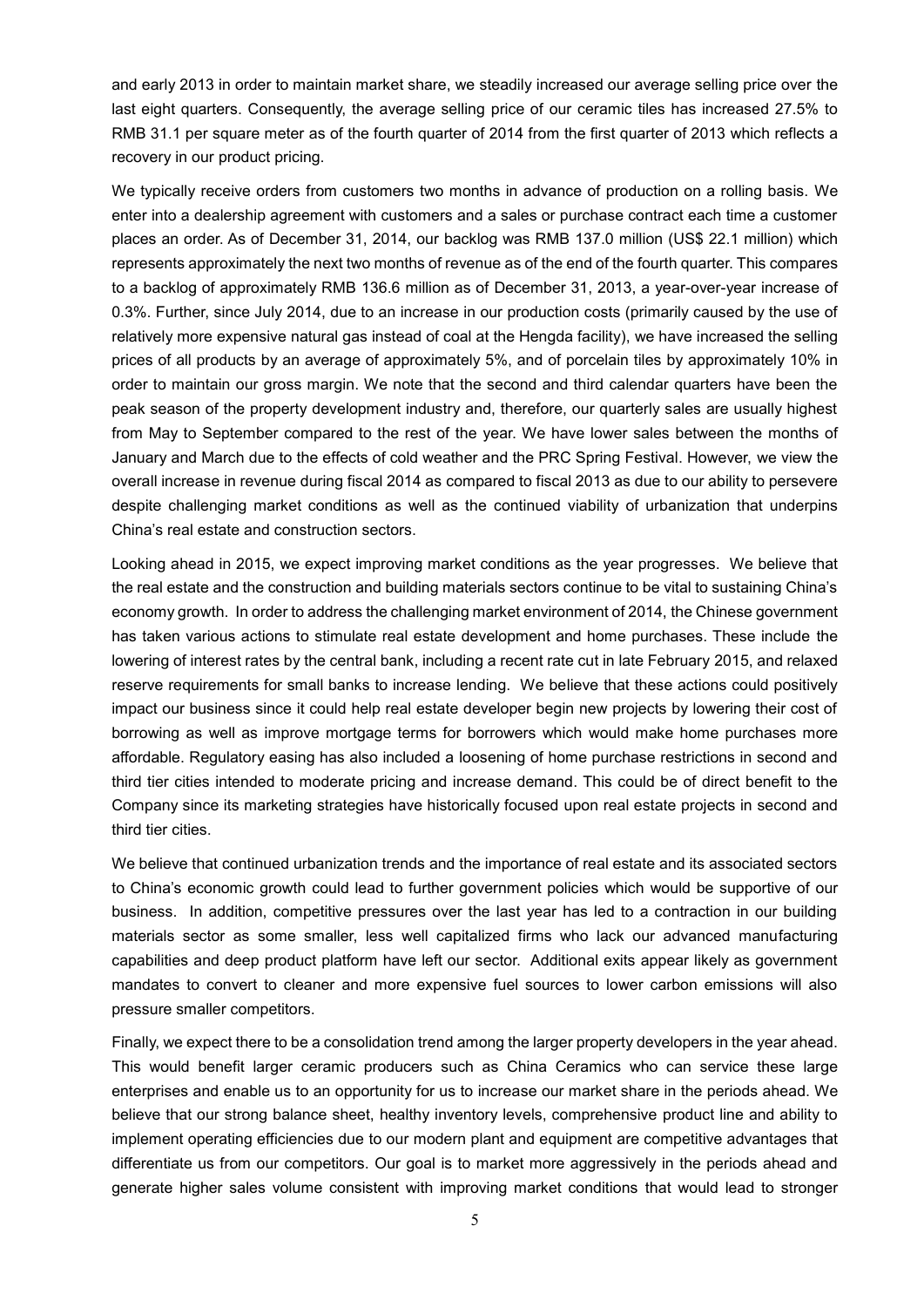and early 2013 in order to maintain market share, we steadily increased our average selling price over the last eight quarters. Consequently, the average selling price of our ceramic tiles has increased 27.5% to RMB 31.1 per square meter as of the fourth quarter of 2014 from the first quarter of 2013 which reflects a recovery in our product pricing.

We typically receive orders from customers two months in advance of production on a rolling basis. We enter into a dealership agreement with customers and a sales or purchase contract each time a customer places an order. As of December 31, 2014, our backlog was RMB 137.0 million (US$ 22.1 million) which represents approximately the next two months of revenue as of the end of the fourth quarter. This compares to a backlog of approximately RMB 136.6 million as of December 31, 2013, a year-over-year increase of 0.3%. Further, since July 2014, due to an increase in our production costs (primarily caused by the use of relatively more expensive natural gas instead of coal at the Hengda facility), we have increased the selling prices of all products by an average of approximately 5%, and of porcelain tiles by approximately 10% in order to maintain our gross margin. We note that the second and third calendar quarters have been the peak season of the property development industry and, therefore, our quarterly sales are usually highest from May to September compared to the rest of the year. We have lower sales between the months of January and March due to the effects of cold weather and the PRC Spring Festival. However, we view the overall increase in revenue during fiscal 2014 as compared to fiscal 2013 as due to our ability to persevere despite challenging market conditions as well as the continued viability of urbanization that underpins China's real estate and construction sectors.

Looking ahead in 2015, we expect improving market conditions as the year progresses. We believe that the real estate and the construction and building materials sectors continue to be vital to sustaining China's economy growth. In order to address the challenging market environment of 2014, the Chinese government has taken various actions to stimulate real estate development and home purchases. These include the lowering of interest rates by the central bank, including a recent rate cut in late February 2015, and relaxed reserve requirements for small banks to increase lending. We believe that these actions could positively impact our business since it could help real estate developer begin new projects by lowering their cost of borrowing as well as improve mortgage terms for borrowers which would make home purchases more affordable. Regulatory easing has also included a loosening of home purchase restrictions in second and third tier cities intended to moderate pricing and increase demand. This could be of direct benefit to the Company since its marketing strategies have historically focused upon real estate projects in second and third tier cities.

We believe that continued urbanization trends and the importance of real estate and its associated sectors to China's economic growth could lead to further government policies which would be supportive of our business. In addition, competitive pressures over the last year has led to a contraction in our building materials sector as some smaller, less well capitalized firms who lack our advanced manufacturing capabilities and deep product platform have left our sector. Additional exits appear likely as government mandates to convert to cleaner and more expensive fuel sources to lower carbon emissions will also pressure smaller competitors.

Finally, we expect there to be a consolidation trend among the larger property developers in the year ahead. This would benefit larger ceramic producers such as China Ceramics who can service these large enterprises and enable us to an opportunity for us to increase our market share in the periods ahead. We believe that our strong balance sheet, healthy inventory levels, comprehensive product line and ability to implement operating efficiencies due to our modern plant and equipment are competitive advantages that differentiate us from our competitors. Our goal is to market more aggressively in the periods ahead and generate higher sales volume consistent with improving market conditions that would lead to stronger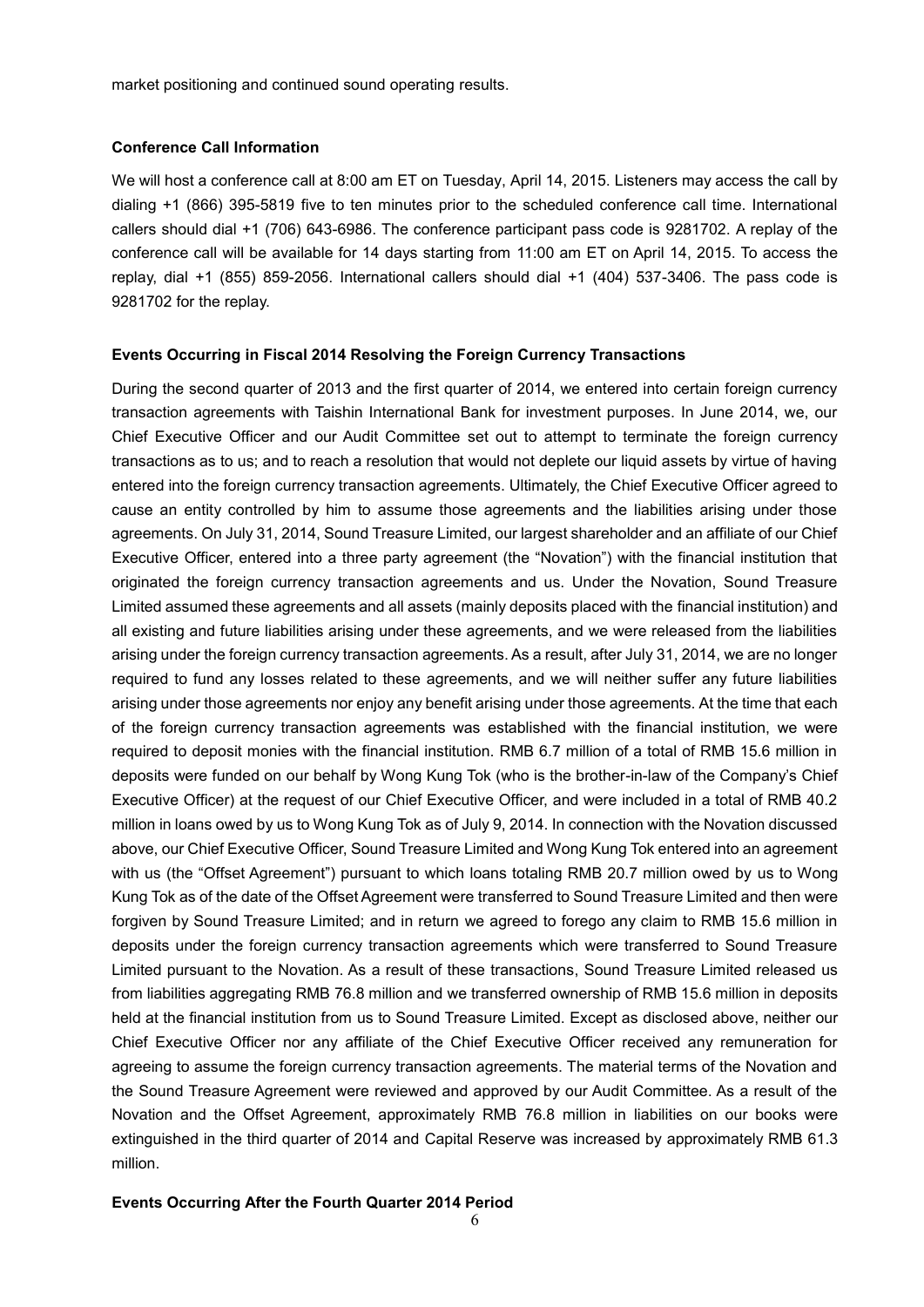market positioning and continued sound operating results.

**Conference Call Information**

We will host a conference call at 8:00 am ET on Tuesday, April 14, 2015. Listeners may access the call by dialing +1 (866) 395-5819 five to ten minutes prior to the scheduled conference call time. International callers should dial +1 (706) 643-6986. The conference participant pass code is 9281702. A replay of the conference call will be available for 14 days starting from 11:00 am ET on April 14, 2015. To access the replay, dial +1 (855) 859-2056. International callers should dial +1 (404) 537-3406. The pass code is 9281702 for the replay.

**Events Occurring in Fiscal 2014 Resolving the Foreign Currency Transactions**

During the second quarter of 2013 and the first quarter of 2014, we entered into certain foreign currency transaction agreements with Taishin International Bank for investment purposes. In June 2014, we, our Chief Executive Officer and our Audit Committee set out to attempt to terminate the foreign currency transactions as to us; and to reach a resolution that would not deplete our liquid assets by virtue of having entered into the foreign currency transaction agreements. Ultimately, the Chief Executive Officer agreed to cause an entity controlled by him to assume those agreements and the liabilities arising under those agreements. On July 31, 2014, Sound Treasure Limited, our largest shareholder and an affiliate of our Chief Executive Officer, entered into a three party agreement (the "Novation") with the financial institution that originated the foreign currency transaction agreements and us. Under the Novation, Sound Treasure Limited assumed these agreements and all assets (mainly deposits placed with the financial institution) and all existing and future liabilities arising under these agreements, and we were released from the liabilities arising under the foreign currency transaction agreements. As a result, after July 31, 2014, we are no longer required to fund any losses related to these agreements, and we will neither suffer any future liabilities arising under those agreements nor enjoy any benefit arising under those agreements. At the time that each of the foreign currency transaction agreements was established with the financial institution, we were required to deposit monies with the financial institution. RMB 6.7 million of a total of RMB 15.6 million in deposits were funded on our behalf by Wong Kung Tok (who is the brother-in-law of the Company's Chief Executive Officer) at the request of our Chief Executive Officer, and were included in a total of RMB 40.2 million in loans owed by us to Wong Kung Tok as of July 9, 2014. In connection with the Novation discussed above, our Chief Executive Officer, Sound Treasure Limited and Wong Kung Tok entered into an agreement with us (the "Offset Agreement") pursuant to which loans totaling RMB 20.7 million owed by us to Wong Kung Tok as of the date of the Offset Agreement were transferred to Sound Treasure Limited and then were forgiven by Sound Treasure Limited; and in return we agreed to forego any claim to RMB 15.6 million in deposits under the foreign currency transaction agreements which were transferred to Sound Treasure Limited pursuant to the Novation. As a result of these transactions, Sound Treasure Limited released us from liabilities aggregating RMB 76.8 million and we transferred ownership of RMB 15.6 million in deposits held at the financial institution from us to Sound Treasure Limited. Except as disclosed above, neither our Chief Executive Officer nor any affiliate of the Chief Executive Officer received any remuneration for agreeing to assume the foreign currency transaction agreements. The material terms of the Novation and the Sound Treasure Agreement were reviewed and approved by our Audit Committee. As a result of the Novation and the Offset Agreement, approximately RMB 76.8 million in liabilities on our books were extinguished in the third quarter of 2014 and Capital Reserve was increased by approximately RMB 61.3 million.

**Events Occurring After the Fourth Quarter 2014 Period**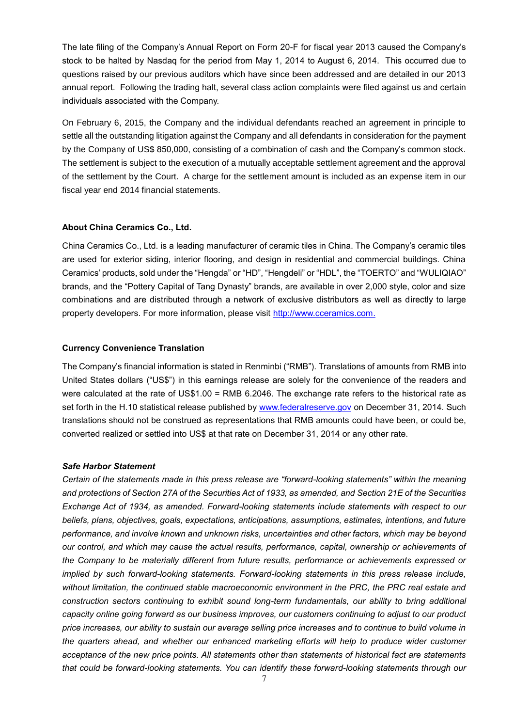The late filing of the Company's Annual Report on Form 20-F for fiscal year 2013 caused the Company's stock to be halted by Nasdaq for the period from May 1, 2014 to August 6, 2014. This occurred due to questions raised by our previous auditors which have since been addressed and are detailed in our 2013 annual report. Following the trading halt, several class action complaints were filed against us and certain individuals associated with the Company.

On February 6, 2015, the Company and the individual defendants reached an agreement in principle to settle all the outstanding litigation against the Company and all defendants in consideration for the payment by the Company of US$ 850,000, consisting of a combination of cash and the Company's common stock. The settlement is subject to the execution of a mutually acceptable settlement agreement and the approval of the settlement by the Court. A charge for the settlement amount is included as an expense item in our fiscal year end 2014 financial statements.

**About China Ceramics Co., Ltd.**

China Ceramics Co., Ltd. is a leading manufacturer of ceramic tiles in China. The Company's ceramic tiles are used for exterior siding, interior flooring, and design in residential and commercial buildings. China Ceramics' products, sold under the "Hengda" or "HD", "Hengdeli" or "HDL", the "TOERTO" and "WULIQIAO" brands, and the "Pottery Capital of Tang Dynasty" brands, are available in over 2,000 style, color and size combinations and are distributed through a network of exclusive distributors as well as directly to large property developers. For more information, please visit [http://www.cceramics.com.](http://www.cceramics.com)

**Currency Convenience Translation**

The Company's financial information is stated in Renminbi ("RMB"). Translations of amounts from RMB into United States dollars ("US$") in this earnings release are solely for the convenience of the readers and were calculated at the rate of US$1.00 = RMB 6.2046. The exchange rate refers to the historical rate as set forth in the H.10 statistical release published by [www.federalreserve.gov](http://www.federalreserve.gov) on December 31, 2014. Such translations should not be construed as representations that RMB amounts could have been, or could be, converted realized or settled into US$ at that rate on December 31, 2014 or any other rate.

***Safe Harbor Statement***

*Certain of the statements made in this press release are "forward-looking statements" within the meaning and protections of Section 27A of the Securities Act of 1933, as amended, and Section 21E of the Securities Exchange Act of 1934, as amended. Forward-looking statements include statements with respect to our beliefs, plans, objectives, goals, expectations, anticipations, assumptions, estimates, intentions, and future performance, and involve known and unknown risks, uncertainties and other factors, which may be beyond our control, and which may cause the actual results, performance, capital, ownership or achievements of the Company to be materially different from future results, performance or achievements expressed or implied by such forward-looking statements. Forward-looking statements in this press release include, without limitation, the continued stable macroeconomic environment in the PRC, the PRC real estate and construction sectors continuing to exhibit sound long-term fundamentals, our ability to bring additional capacity online going forward as our business improves, our customers continuing to adjust to our product price increases, our ability to sustain our average selling price increases and to continue to build volume in the quarters ahead, and whether our enhanced marketing efforts will help to produce wider customer acceptance of the new price points. All statements other than statements of historical fact are statements that could be forward-looking statements. You can identify these forward-looking statements through our*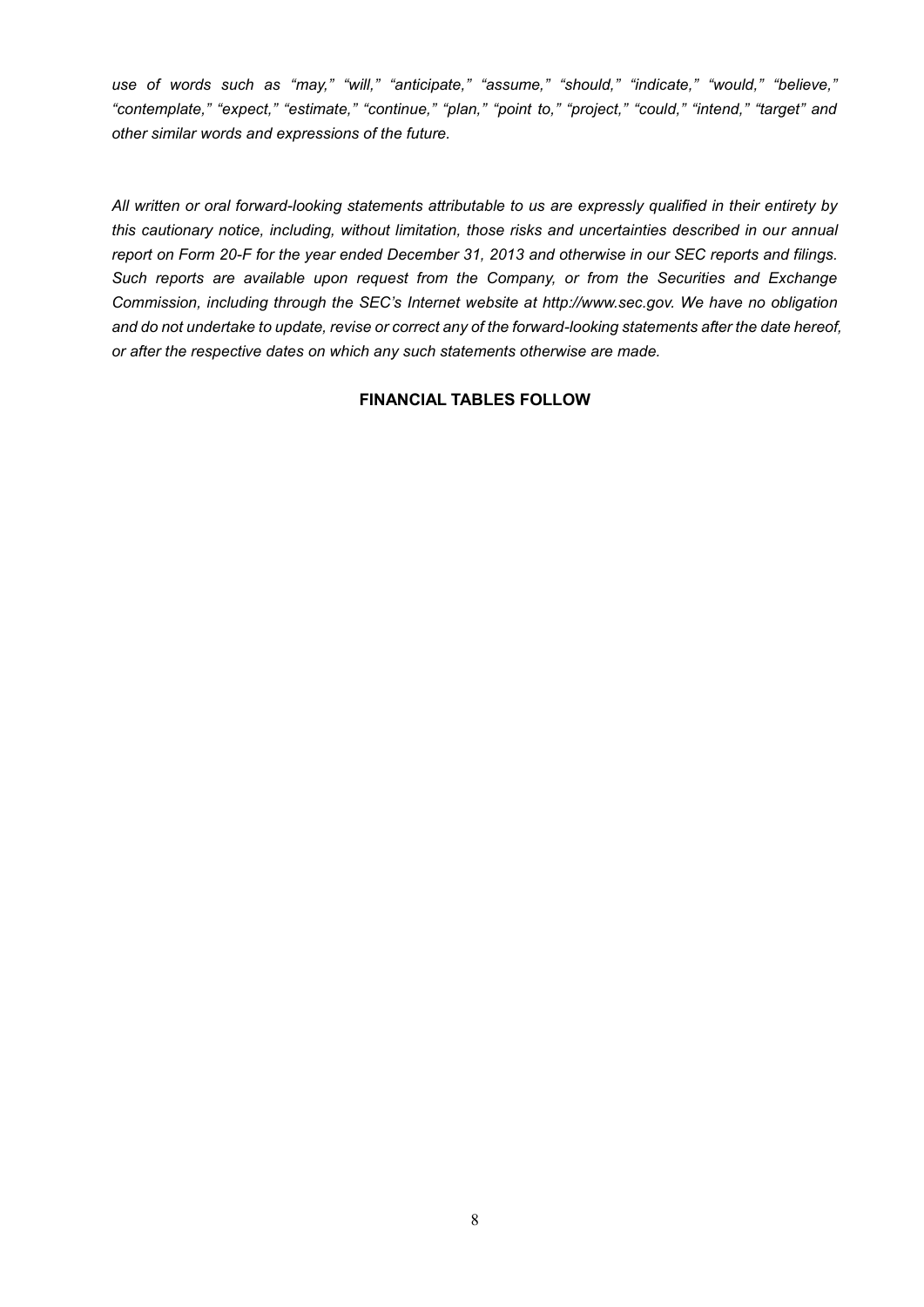*use of words such as "may," "will," "anticipate," "assume," "should," "indicate," "would," "believe," "contemplate," "expect," "estimate," "continue," "plan," "point to," "project," "could," "intend," "target" and other similar words and expressions of the future.*

*All written or oral forward-looking statements attributable to us are expressly qualified in their entirety by this cautionary notice, including, without limitation, those risks and uncertainties described in our annual report on Form 20-F for the year ended December 31, 2013 and otherwise in our SEC reports and filings. Such reports are available upon request from the Company, or from the Securities and Exchange Commission, including through the SEC's Internet website at http://www.sec.gov. We have no obligation and do not undertake to update, revise or correct any of the forward-looking statements after the date hereof, or after the respective dates on which any such statements otherwise are made.*

**FINANCIAL TABLES FOLLOW**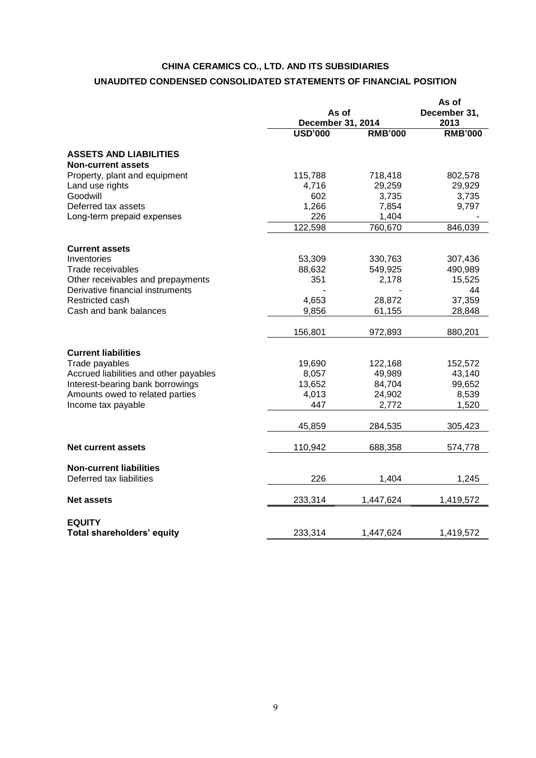**CHINA CERAMICS CO., LTD. AND ITS SUBSIDIARIES**

**UNAUDITED CONDENSED CONSOLIDATED STATEMENTS OF FINANCIAL POSITION**

| | As of December 31, 2014 | | As of December 31, 2013 |
|---|---|---|---|
| | USD'000 | RMB'000 | RMB'000 |
| **ASSETS AND LIABILITIES** | | | |
| **Non-current assets** | | | |
| Property, plant and equipment | 115,788 | 718,418 | 802,578 |
| Land use rights | 4,716 | 29,259 | 29,929 |
| Goodwill | 602 | 3,735 | 3,735 |
| Deferred tax assets | 1,266 | 7,854 | 9,797 |
| Long-term prepaid expenses | 226 | 1,404 | - |
| | 122,598 | 760,670 | 846,039 |
| **Current assets** | | | |
| Inventories | 53,309 | 330,763 | 307,436 |
| Trade receivables | 88,632 | 549,925 | 490,989 |
| Other receivables and prepayments | 351 | 2,178 | 15,525 |
| Derivative financial instruments | - | - | 44 |
| Restricted cash | 4,653 | 28,872 | 37,359 |
| Cash and bank balances | 9,856 | 61,155 | 28,848 |
| | 156,801 | 972,893 | 880,201 |
| **Current liabilities** | | | |
| Trade payables | 19,690 | 122,168 | 152,572 |
| Accrued liabilities and other payables | 8,057 | 49,989 | 43,140 |
| Interest-bearing bank borrowings | 13,652 | 84,704 | 99,652 |
| Amounts owed to related parties | 4,013 | 24,902 | 8,539 |
| Income tax payable | 447 | 2,772 | 1,520 |
| | 45,859 | 284,535 | 305,423 |
| **Net current assets** | 110,942 | 688,358 | 574,778 |
| **Non-current liabilities** | | | |
| Deferred tax liabilities | 226 | 1,404 | 1,245 |
| **Net assets** | 233,314 | 1,447,624 | 1,419,572 |
| **EQUITY** | | | |
| **Total shareholders' equity** | 233,314 | 1,447,624 | 1,419,572 |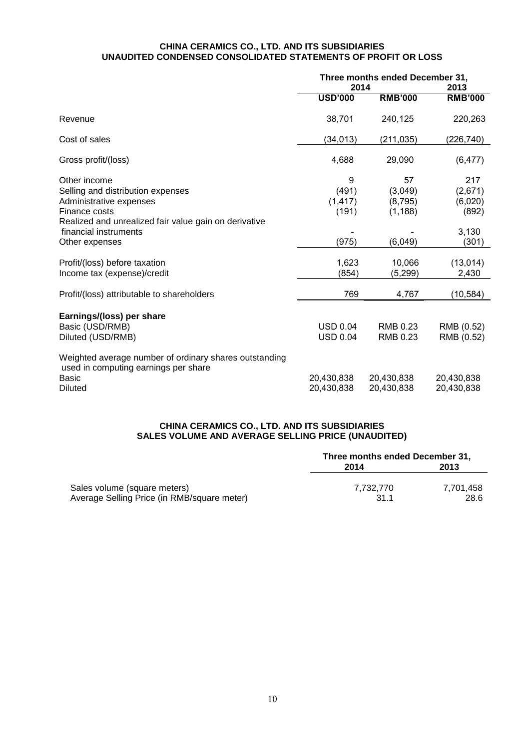**CHINA CERAMICS CO., LTD. AND ITS SUBSIDIARIES**
**UNAUDITED CONDENSED CONSOLIDATED STATEMENTS OF PROFIT OR LOSS**

| | Three months ended December 31, | | |
|---|---|---|---|
| | 2014 | | 2013 |
| | **USD'000** | **RMB'000** | **RMB'000** |
| Revenue | 38,701 | 240,125 | 220,263 |
| Cost of sales | (34,013) | (211,035) | (226,740) |
| Gross profit/(loss) | 4,688 | 29,090 | (6,477) |
| Other income | 9 | 57 | 217 |
| Selling and distribution expenses | (491) | (3,049) | (2,671) |
| Administrative expenses | (1,417) | (8,795) | (6,020) |
| Finance costs | (191) | (1,188) | (892) |
| Realized and unrealized fair value gain on derivative financial instruments | - | - | 3,130 |
| Other expenses | (975) | (6,049) | (301) |
| Profit/(loss) before taxation | 1,623 | 10,066 | (13,014) |
| Income tax (expense)/credit | (854) | (5,299) | 2,430 |
| Profit/(loss) attributable to shareholders | 769 | 4,767 | (10,584) |
| **Earnings/(loss) per share** | | | |
| Basic (USD/RMB) | USD 0.04 | RMB 0.23 | RMB (0.52) |
| Diluted (USD/RMB) | USD 0.04 | RMB 0.23 | RMB (0.52) |
| Weighted average number of ordinary shares outstanding used in computing earnings per share | | | |
| Basic | 20,430,838 | 20,430,838 | 20,430,838 |
| Diluted | 20,430,838 | 20,430,838 | 20,430,838 |

**CHINA CERAMICS CO., LTD. AND ITS SUBSIDIARIES**
**SALES VOLUME AND AVERAGE SELLING PRICE (UNAUDITED)**

| | Three months ended December 31, | |
|---|---|---|
| | 2014 | 2013 |
| Sales volume (square meters) | 7,732,770 | 7,701,458 |
| Average Selling Price (in RMB/square meter) | 31.1 | 28.6 |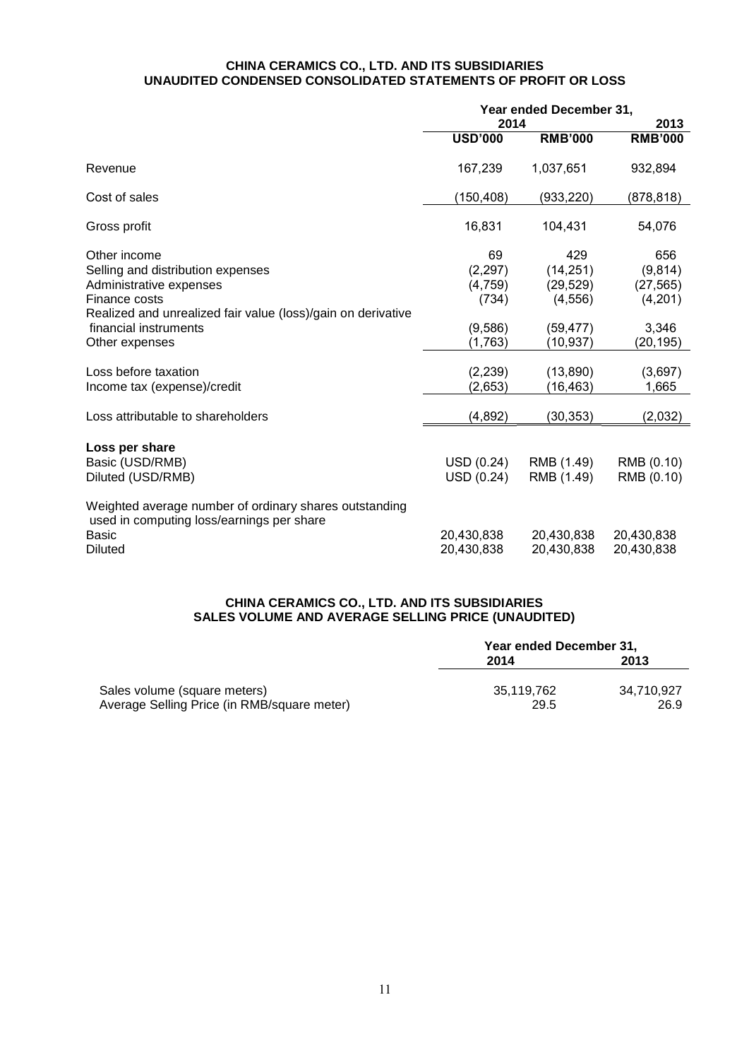**CHINA CERAMICS CO., LTD. AND ITS SUBSIDIARIES**
**UNAUDITED CONDENSED CONSOLIDATED STATEMENTS OF PROFIT OR LOSS**

| | Year ended December 31, | | |
|---|---|---|---|
| | 2014 | | 2013 |
| | **USD'000** | **RMB'000** | **RMB'000** |
| Revenue | 167,239 | 1,037,651 | 932,894 |
| Cost of sales | (150,408) | (933,220) | (878,818) |
| Gross profit | 16,831 | 104,431 | 54,076 |
| Other income | 69 | 429 | 656 |
| Selling and distribution expenses | (2,297) | (14,251) | (9,814) |
| Administrative expenses | (4,759) | (29,529) | (27,565) |
| Finance costs | (734) | (4,556) | (4,201) |
| Realized and unrealized fair value (loss)/gain on derivative financial instruments | (9,586) | (59,477) | 3,346 |
| Other expenses | (1,763) | (10,937) | (20,195) |
| Loss before taxation | (2,239) | (13,890) | (3,697) |
| Income tax (expense)/credit | (2,653) | (16,463) | 1,665 |
| Loss attributable to shareholders | (4,892) | (30,353) | (2,032) |
| **Loss per share** | | | |
| Basic (USD/RMB) | USD (0.24) | RMB (1.49) | RMB (0.10) |
| Diluted (USD/RMB) | USD (0.24) | RMB (1.49) | RMB (0.10) |
| Weighted average number of ordinary shares outstanding used in computing loss/earnings per share | | | |
| Basic | 20,430,838 | 20,430,838 | 20,430,838 |
| Diluted | 20,430,838 | 20,430,838 | 20,430,838 |

**CHINA CERAMICS CO., LTD. AND ITS SUBSIDIARIES**
**SALES VOLUME AND AVERAGE SELLING PRICE (UNAUDITED)**

| | Year ended December 31, | |
|---|---|---|
| | 2014 | 2013 |
| Sales volume (square meters) | 35,119,762 | 34,710,927 |
| Average Selling Price (in RMB/square meter) | 29.5 | 26.9 |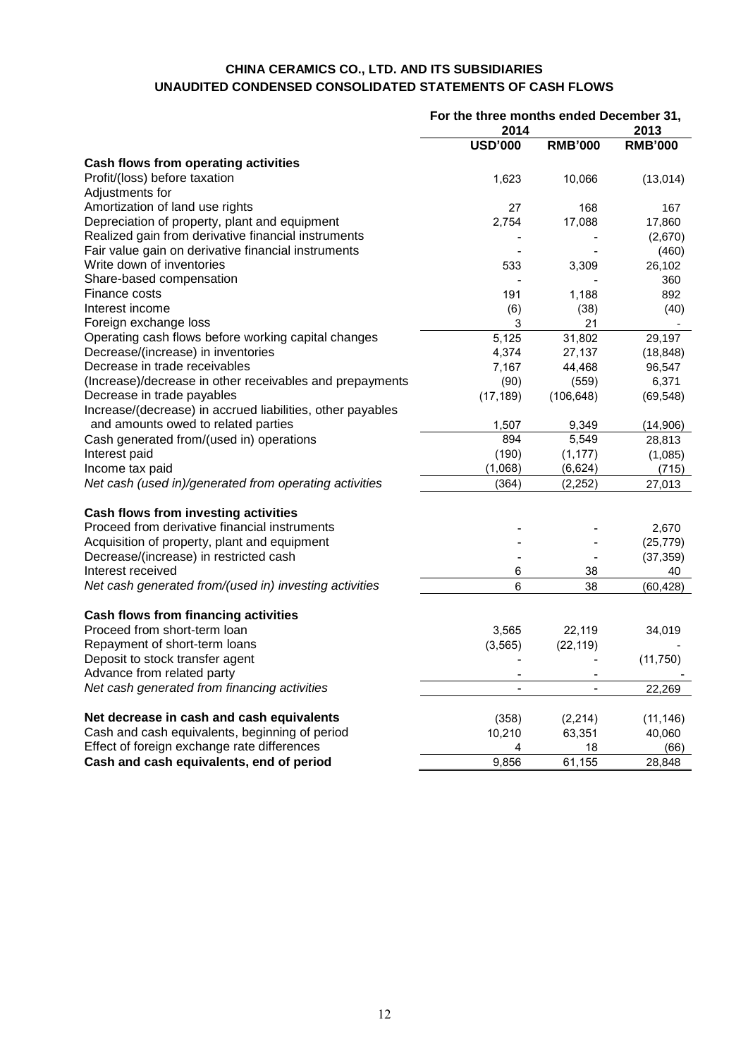**CHINA CERAMICS CO., LTD. AND ITS SUBSIDIARIES**
**UNAUDITED CONDENSED CONSOLIDATED STATEMENTS OF CASH FLOWS**

| | For the three months ended December 31, | | |
|---|---|---|---|
| | 2014 | | 2013 |
| | USD'000 | RMB'000 | RMB'000 |
| **Cash flows from operating activities** | | | |
| Profit/(loss) before taxation | 1,623 | 10,066 | (13,014) |
| Adjustments for | | | |
| Amortization of land use rights | 27 | 168 | 167 |
| Depreciation of property, plant and equipment | 2,754 | 17,088 | 17,860 |
| Realized gain from derivative financial instruments | - | - | (2,670) |
| Fair value gain on derivative financial instruments | - | - | (460) |
| Write down of inventories | 533 | 3,309 | 26,102 |
| Share-based compensation | - | - | 360 |
| Finance costs | 191 | 1,188 | 892 |
| Interest income | (6) | (38) | (40) |
| Foreign exchange loss | 3 | 21 | - |
| Operating cash flows before working capital changes | 5,125 | 31,802 | 29,197 |
| Decrease/(increase) in inventories | 4,374 | 27,137 | (18,848) |
| Decrease in trade receivables | 7,167 | 44,468 | 96,547 |
| (Increase)/decrease in other receivables and prepayments | (90) | (559) | 6,371 |
| Decrease in trade payables | (17,189) | (106,648) | (69,548) |
| Increase/(decrease) in accrued liabilities, other payables and amounts owed to related parties | 1,507 | 9,349 | (14,906) |
| Cash generated from/(used in) operations | 894 | 5,549 | 28,813 |
| Interest paid | (190) | (1,177) | (1,085) |
| Income tax paid | (1,068) | (6,624) | (715) |
| *Net cash (used in)/generated from operating activities* | (364) | (2,252) | 27,013 |
| | | | |
| **Cash flows from investing activities** | | | |
| Proceed from derivative financial instruments | - | - | 2,670 |
| Acquisition of property, plant and equipment | - | - | (25,779) |
| Decrease/(increase) in restricted cash | - | - | (37,359) |
| Interest received | 6 | 38 | 40 |
| *Net cash generated from/(used in) investing activities* | 6 | 38 | (60,428) |
| | | | |
| **Cash flows from financing activities** | | | |
| Proceed from short-term loan | 3,565 | 22,119 | 34,019 |
| Repayment of short-term loans | (3,565) | (22,119) | - |
| Deposit to stock transfer agent | - | - | (11,750) |
| Advance from related party | - | - | - |
| *Net cash generated from financing activities* | - | - | 22,269 |
| | | | |
| **Net decrease in cash and cash equivalents** | (358) | (2,214) | (11,146) |
| Cash and cash equivalents, beginning of period | 10,210 | 63,351 | 40,060 |
| Effect of foreign exchange rate differences | 4 | 18 | (66) |
| **Cash and cash equivalents, end of period** | 9,856 | 61,155 | 28,848 |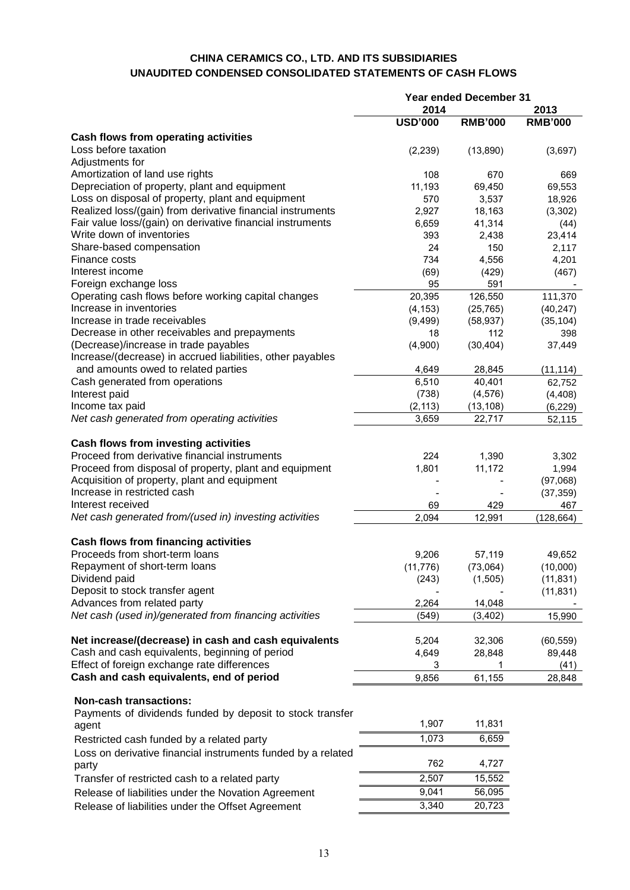**CHINA CERAMICS CO., LTD. AND ITS SUBSIDIARIES**
**UNAUDITED CONDENSED CONSOLIDATED STATEMENTS OF CASH FLOWS**

| | Year ended December 31 | | |
|---|---|---|---|
| | 2014 | | 2013 |
| | USD'000 | RMB'000 | RMB'000 |
| **Cash flows from operating activities** | | | |
| Loss before taxation | (2,239) | (13,890) | (3,697) |
| Adjustments for | | | |
| Amortization of land use rights | 108 | 670 | 669 |
| Depreciation of property, plant and equipment | 11,193 | 69,450 | 69,553 |
| Loss on disposal of property, plant and equipment | 570 | 3,537 | 18,926 |
| Realized loss/(gain) from derivative financial instruments | 2,927 | 18,163 | (3,302) |
| Fair value loss/(gain) on derivative financial instruments | 6,659 | 41,314 | (44) |
| Write down of inventories | 393 | 2,438 | 23,414 |
| Share-based compensation | 24 | 150 | 2,117 |
| Finance costs | 734 | 4,556 | 4,201 |
| Interest income | (69) | (429) | (467) |
| Foreign exchange loss | 95 | 591 | - |
| Operating cash flows before working capital changes | 20,395 | 126,550 | 111,370 |
| Increase in inventories | (4,153) | (25,765) | (40,247) |
| Increase in trade receivables | (9,499) | (58,937) | (35,104) |
| Decrease in other receivables and prepayments | 18 | 112 | 398 |
| (Decrease)/increase in trade payables | (4,900) | (30,404) | 37,449 |
| Increase/(decrease) in accrued liabilities, other payables and amounts owed to related parties | 4,649 | 28,845 | (11,114) |
| Cash generated from operations | 6,510 | 40,401 | 62,752 |
| Interest paid | (738) | (4,576) | (4,408) |
| Income tax paid | (2,113) | (13,108) | (6,229) |
| *Net cash generated from operating activities* | 3,659 | 22,717 | 52,115 |
| | | | |
| **Cash flows from investing activities** | | | |
| Proceed from derivative financial instruments | 224 | 1,390 | 3,302 |
| Proceed from disposal of property, plant and equipment | 1,801 | 11,172 | 1,994 |
| Acquisition of property, plant and equipment | - | - | (97,068) |
| Increase in restricted cash | - | - | (37,359) |
| Interest received | 69 | 429 | 467 |
| *Net cash generated from/(used in) investing activities* | 2,094 | 12,991 | (128,664) |
| | | | |
| **Cash flows from financing activities** | | | |
| Proceeds from short-term loans | 9,206 | 57,119 | 49,652 |
| Repayment of short-term loans | (11,776) | (73,064) | (10,000) |
| Dividend paid | (243) | (1,505) | (11,831) |
| Deposit to stock transfer agent | - | - | (11,831) |
| Advances from related party | 2,264 | 14,048 | - |
| *Net cash (used in)/generated from financing activities* | (549) | (3,402) | 15,990 |
| | | | |
| **Net increase/(decrease) in cash and cash equivalents** | 5,204 | 32,306 | (60,559) |
| Cash and cash equivalents, beginning of period | 4,649 | 28,848 | 89,448 |
| Effect of foreign exchange rate differences | 3 | 1 | (41) |
| **Cash and cash equivalents, end of period** | 9,856 | 61,155 | 28,848 |
| | | | |
| **Non-cash transactions:** | | | |
| Payments of dividends funded by deposit to stock transfer agent | 1,907 | 11,831 | |
| Restricted cash funded by a related party | 1,073 | 6,659 | |
| Loss on derivative financial instruments funded by a related party | 762 | 4,727 | |
| Transfer of restricted cash to a related party | 2,507 | 15,552 | |
| Release of liabilities under the Novation Agreement | 9,041 | 56,095 | |
| Release of liabilities under the Offset Agreement | 3,340 | 20,723 | |